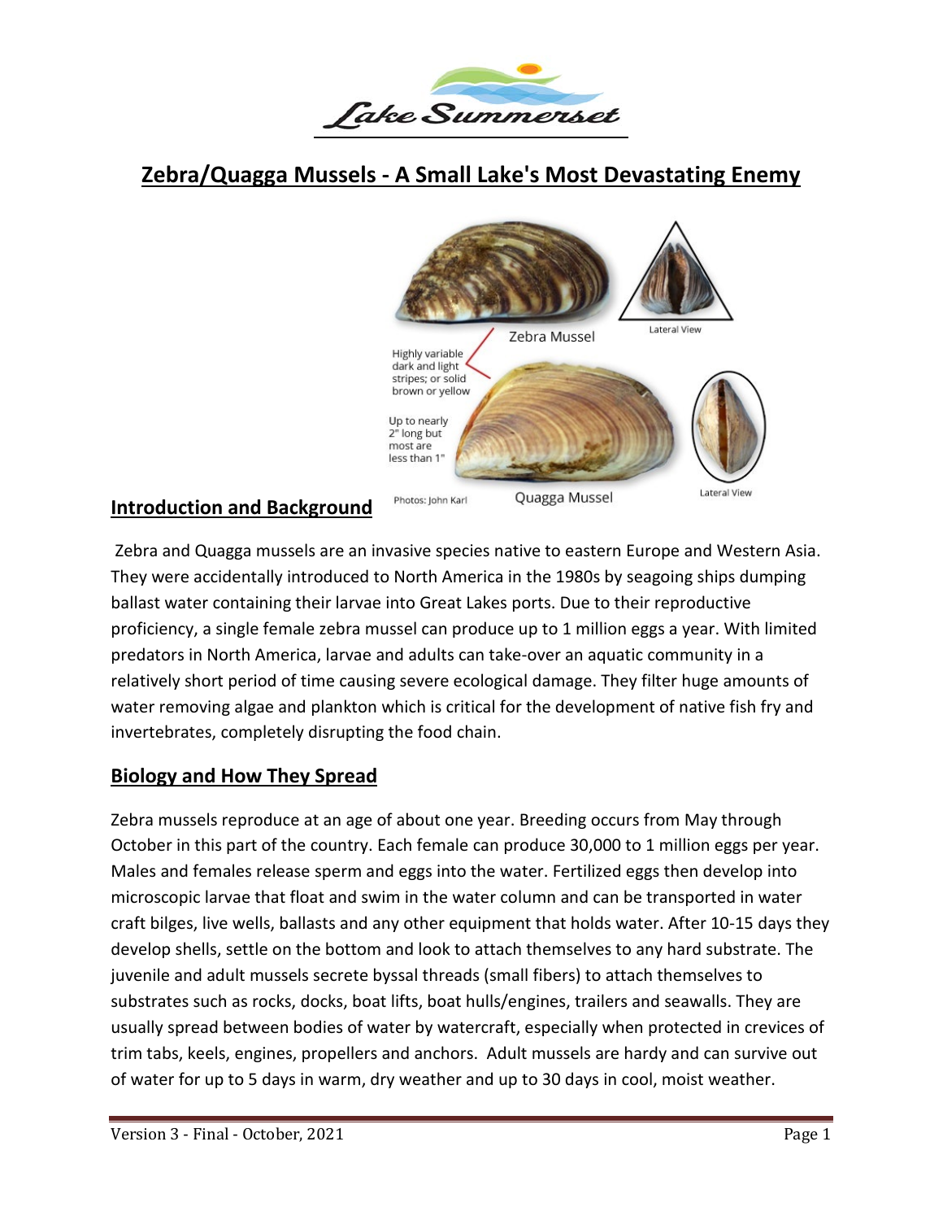# Zebra/Quagga Mussels - A Small Lake's Most Devastating Enemy

## Introduction and Background

Zebra and Quagga mussels are an invasive species native to eastern Europe and Western Asia. They were accidentally introduced to North America in the 1980s by seagoing ships dumping ballast water containing their larvae into Great Lakes ports. Due to their reproductive proficiency, a single female zebra mussel can produce up to 1 million eggs a year. With limited predators in North America, larvae and adults can take-over an aquatic community in a relatively short period of time causing severe ecological damage. They filter huge amounts of water removing algae and plankton which is critical for the development of native fish fry and invertebrates, completely disrupting the food chain.

## Biology and How They Spread

Zebra mussels reproduce at an age of about one year. Breeding occurs from May through October in this part of the country. Each female can produce 30,000 to 1 million eggs per year. Males and females release sperm and eggs into the water. Fertilized eggs then develop into microscopic larvae that float and swim in the water column and can be transported in water craft bilges, live wells, ballasts and any other equipment that holds water. After 10-15 days they develop shells, settle on the bottom and look to attach themselves to any hard substrate. The juvenile and adult mussels secrete byssal threads (small fibers) to attach themselves to substrates such as rocks, docks, boat lifts, boat hulls/engines, trailers and seawalls. They are usually spread between bodies of water by watercraft, especially when protected in crevices of trim tabs, keels, engines, propellers and anchors. Adult mussels are hardy and can survive out of water for up to 5 days in warm, dry weather and up to 30 days in cool, moist weather.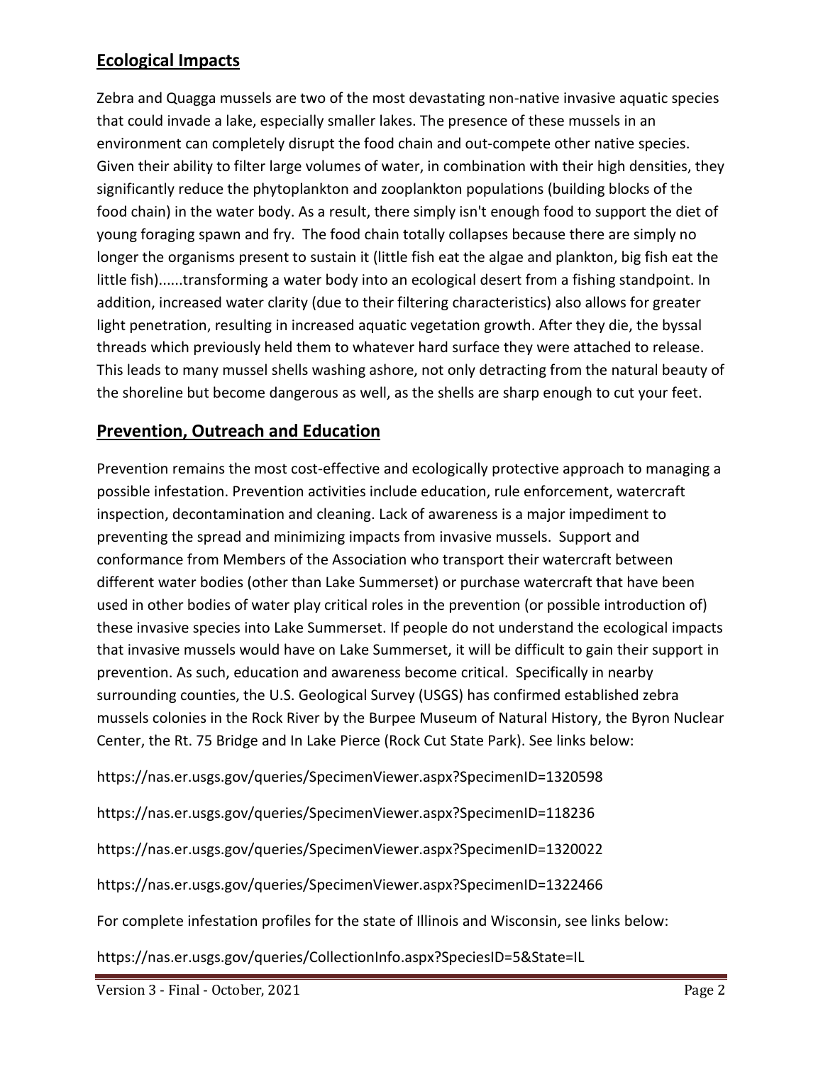## Ecological Impacts

Zebra and Quagga mussels are two of the most devastating non-native invasive aquatic species that could invade a lake, especially smaller lakes. The presence of these mussels in an environment can completely disrupt the food chain and out-compete other native species. Given their ability to filter large volumes of water, in combination with their high densities, they significantly reduce the phytoplankton and zooplankton populations (building blocks of the food chain) in the water body. As a result, there simply isn't enough food to support the diet of young foraging spawn and fry. The food chain totally collapses because there are simply no longer the organisms present to sustain it (little fish eat the algae and plankton, big fish eat the little fish)......transforming a water body into an ecological desert from a fishing standpoint. In addition, increased water clarity (due to their filtering characteristics) also allows for greater light penetration, resulting in increased aquatic vegetation growth. After they die, the byssal threads which previously held them to whatever hard surface they were attached to release. This leads to many mussel shells washing ashore, not only detracting from the natural beauty of the shoreline but become dangerous as well, as the shells are sharp enough to cut your feet.

## Prevention, Outreach and Education

Prevention remains the most cost-effective and ecologically protective approach to managing a possible infestation. Prevention activities include education, rule enforcement, watercraft inspection, decontamination and cleaning. Lack of awareness is a major impediment to preventing the spread and minimizing impacts from invasive mussels. Support and conformance from Members of the Association who transport their watercraft between different water bodies (other than Lake Summerset) or purchase watercraft that have been used in other bodies of water play critical roles in the prevention (or possible introduction of) these invasive species into Lake Summerset. If people do not understand the ecological impacts that invasive mussels would have on Lake Summerset, it will be difficult to gain their support in prevention. As such, education and awareness become critical. Specifically in nearby surrounding counties, the U.S. Geological Survey (USGS) has confirmed established zebra mussels colonies in the Rock River by the Burpee Museum of Natural History, the Byron Nuclear Center, the Rt. 75 Bridge and In Lake Pierce (Rock Cut State Park). See links below:

https://nas.er.usgs.gov/queries/SpecimenViewer.aspx?SpecimenID=1320598

https://nas.er.usgs.gov/queries/SpecimenViewer.aspx?SpecimenID=118236

https://nas.er.usgs.gov/queries/SpecimenViewer.aspx?SpecimenID=1320022

https://nas.er.usgs.gov/queries/SpecimenViewer.aspx?SpecimenID=1322466

For complete infestation profiles for the state of Illinois and Wisconsin, see links below:

https://nas.er.usgs.gov/queries/CollectionInfo.aspx?SpeciesID=5&State=IL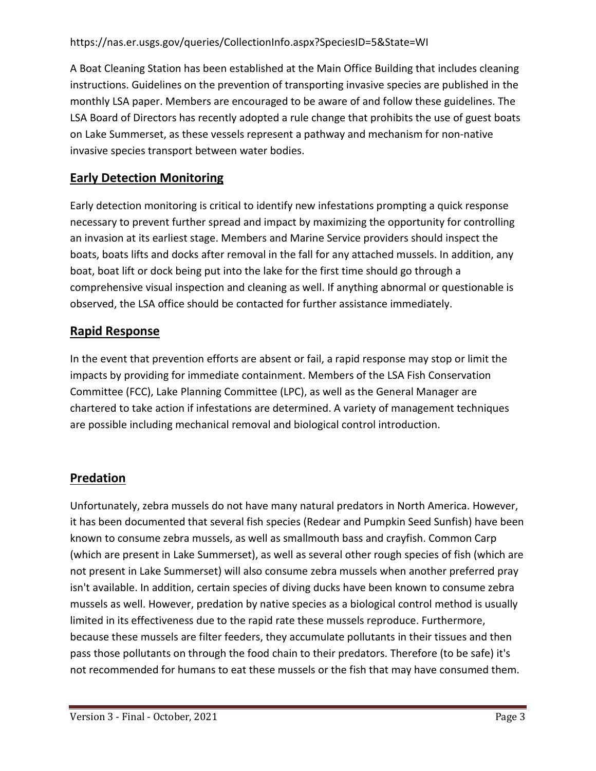https://nas.er.usgs.gov/queries/CollectionInfo.aspx?SpeciesID=5&State=WI

A Boat Cleaning Station has been established at the Main Office Building that includes cleaning instructions. Guidelines on the prevention of transporting invasive species are published in the monthly LSA paper. Members are encouraged to be aware of and follow these guidelines. The LSA Board of Directors has recently adopted a rule change that prohibits the use of guest boats on Lake Summerset, as these vessels represent a pathway and mechanism for non-native invasive species transport between water bodies.

## Early Detection Monitoring

Early detection monitoring is critical to identify new infestations prompting a quick response necessary to prevent further spread and impact by maximizing the opportunity for controlling an invasion at its earliest stage. Members and Marine Service providers should inspect the boats, boats lifts and docks after removal in the fall for any attached mussels. In addition, any boat, boat lift or dock being put into the lake for the first time should go through a comprehensive visual inspection and cleaning as well. If anything abnormal or questionable is observed, the LSA office should be contacted for further assistance immediately.

## Rapid Response

In the event that prevention efforts are absent or fail, a rapid response may stop or limit the impacts by providing for immediate containment. Members of the LSA Fish Conservation Committee (FCC), Lake Planning Committee (LPC), as well as the General Manager are chartered to take action if infestations are determined. A variety of management techniques are possible including mechanical removal and biological control introduction.

## Predation

Unfortunately, zebra mussels do not have many natural predators in North America. However, it has been documented that several fish species (Redear and Pumpkin Seed Sunfish) have been known to consume zebra mussels, as well as smallmouth bass and crayfish. Common Carp (which are present in Lake Summerset), as well as several other rough species of fish (which are not present in Lake Summerset) will also consume zebra mussels when another preferred pray isn't available. In addition, certain species of diving ducks have been known to consume zebra mussels as well. However, predation by native species as a biological control method is usually limited in its effectiveness due to the rapid rate these mussels reproduce. Furthermore, because these mussels are filter feeders, they accumulate pollutants in their tissues and then pass those pollutants on through the food chain to their predators. Therefore (to be safe) it's not recommended for humans to eat these mussels or the fish that may have consumed them.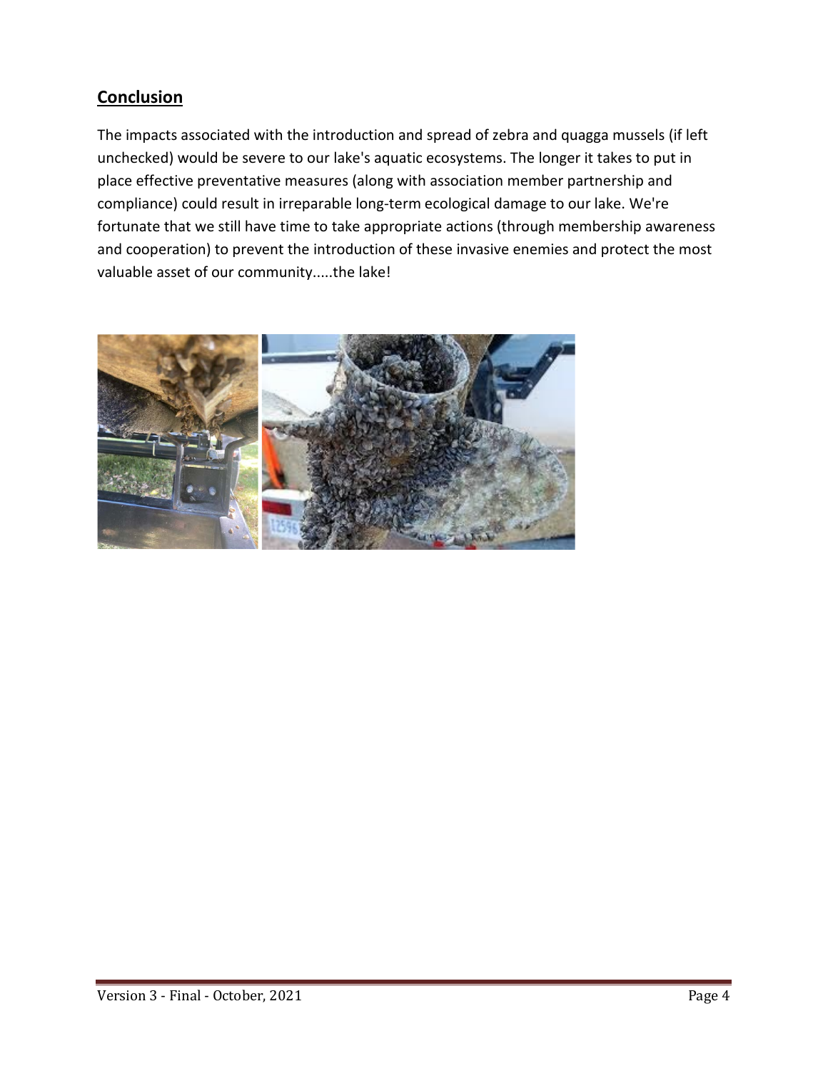## **Conclusion**

The impacts associated with the introduction and spread of zebra and quagga mussels (if left unchecked) would be severe to our lake's aquatic ecosystems. The longer it takes to put in place effective preventative measures (along with association member partnership and compliance) could result in irreparable long-term ecological damage to our lake. We're fortunate that we still have time to take appropriate actions (through membership awareness and cooperation) to prevent the introduction of these invasive enemies and protect the most valuable asset of our community.....the lake!